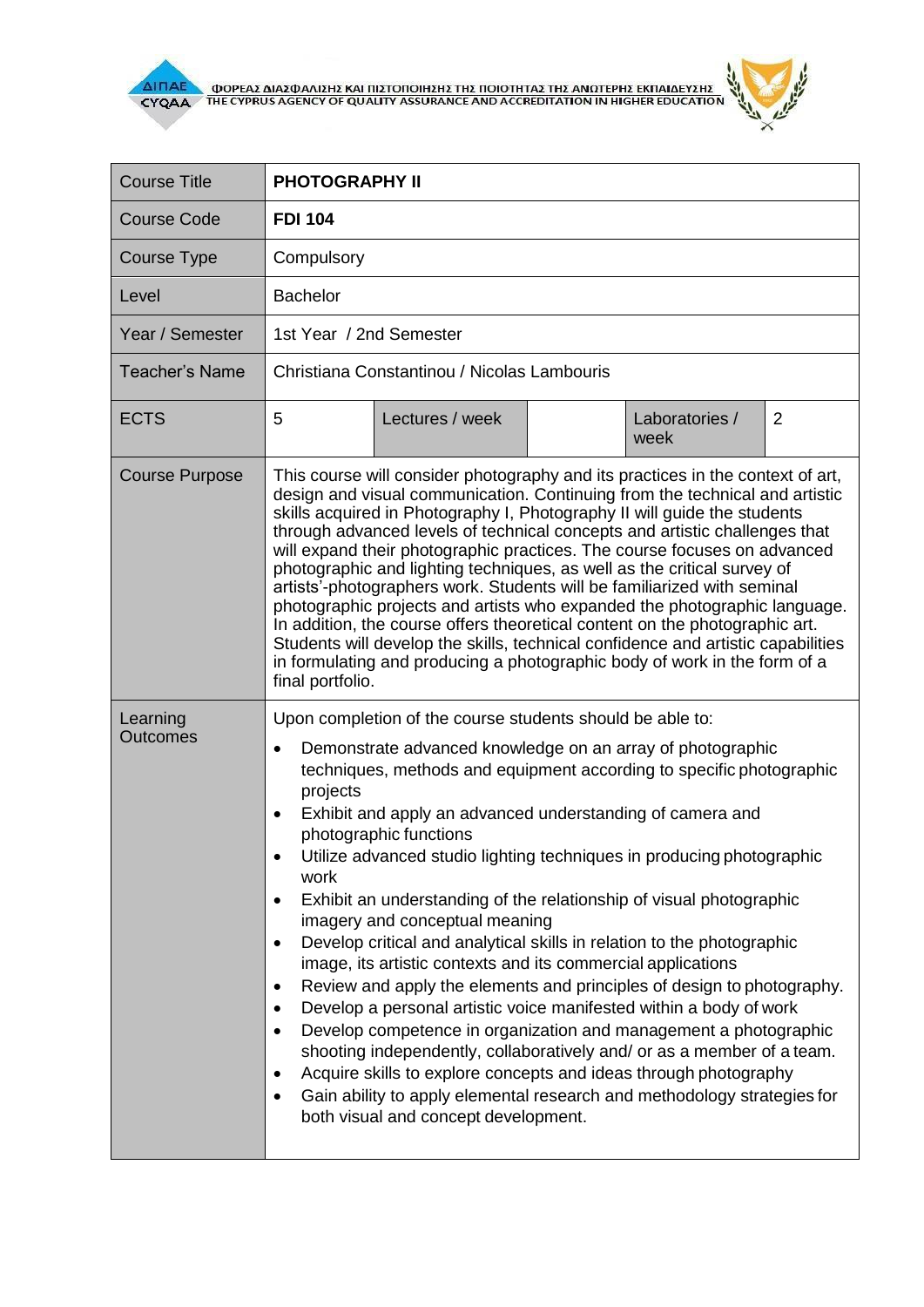| Course Title | **PHOTOGRAPHY II** | | | |
|---|---|---|---|---|
| Course Code | **FDI 104** | | | |
| Course Type | Compulsory | | | |
| Level | Bachelor | | | |
| Year / Semester | 1st Year / 2nd Semester | | | |
| Teacher's Name | Christiana Constantinou / Nicolas Lambouris | | | |
| ECTS | 5 | Lectures / week | | Laboratories / week | 2 |
| Course Purpose | This course will consider photography and its practices in the context of art, design and visual communication. Continuing from the technical and artistic skills acquired in Photography I, Photography II will guide the students through advanced levels of technical concepts and artistic challenges that will expand their photographic practices. The course focuses on advanced photographic and lighting techniques, as well as the critical survey of artists'-photographers work. Students will be familiarized with seminal photographic projects and artists who expanded the photographic language. In addition, the course offers theoretical content on the photographic art. Students will develop the skills, technical confidence and artistic capabilities in formulating and producing a photographic body of work in the form of a final portfolio. | | | |
| Learning Outcomes | Upon completion of the course students should be able to:<br>• Demonstrate advanced knowledge on an array of photographic techniques, methods and equipment according to specific photographic projects<br>• Exhibit and apply an advanced understanding of camera and photographic functions<br>• Utilize advanced studio lighting techniques in producing photographic work<br>• Exhibit an understanding of the relationship of visual photographic imagery and conceptual meaning<br>• Develop critical and analytical skills in relation to the photographic image, its artistic contexts and its commercial applications<br>• Review and apply the elements and principles of design to photography.<br>• Develop a personal artistic voice manifested within a body of work<br>• Develop competence in organization and management a photographic shooting independently, collaboratively and/ or as a member of a team.<br>• Acquire skills to explore concepts and ideas through photography<br>• Gain ability to apply elemental research and methodology strategies for both visual and concept development. | | | |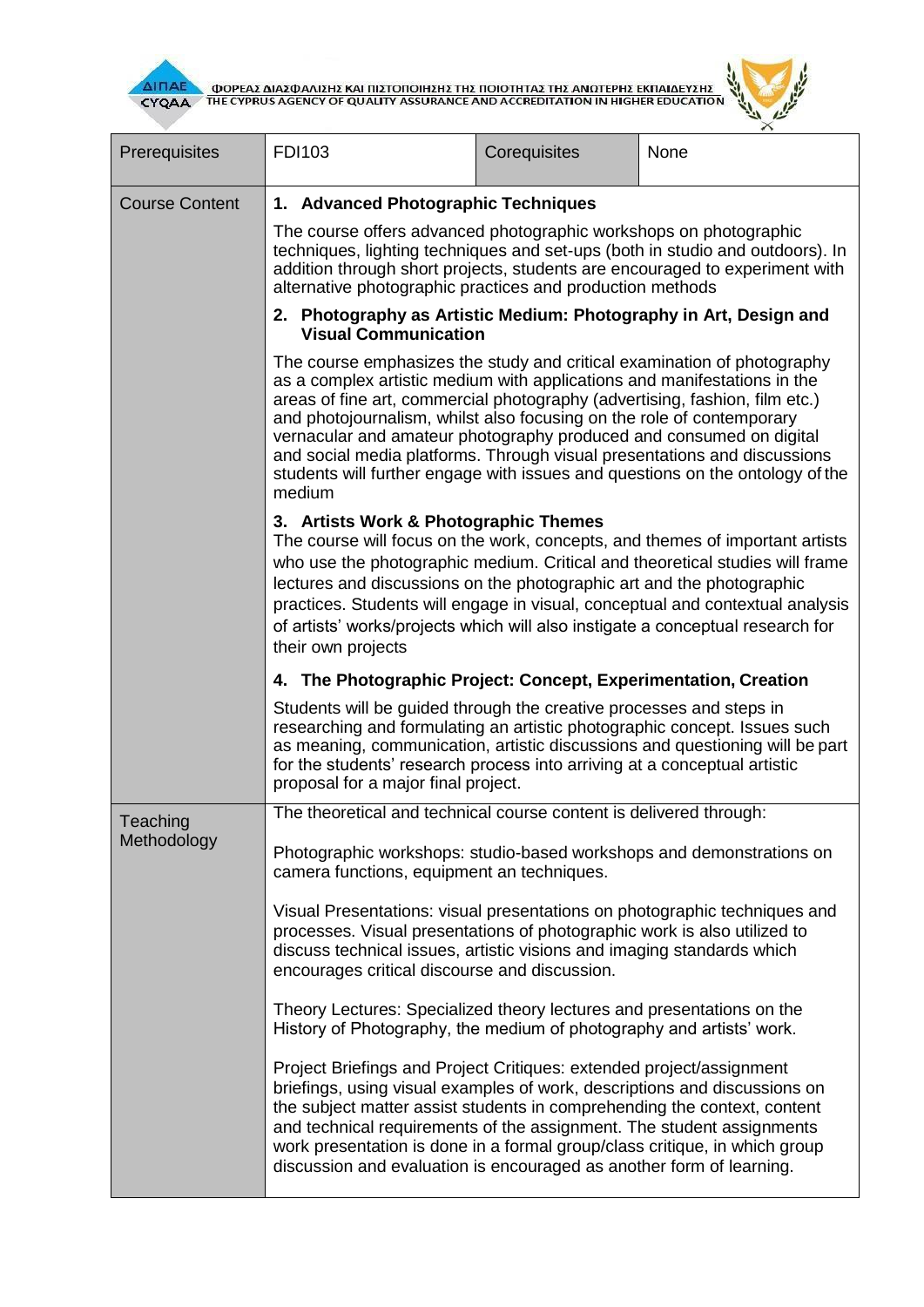| Prerequisites | FDI103 | Corequisites | None |
|---|---|---|---|
| Course Content | **1. Advanced Photographic Techniques**<br><br>The course offers advanced photographic workshops on photographic techniques, lighting techniques and set-ups (both in studio and outdoors). In addition through short projects, students are encouraged to experiment with alternative photographic practices and production methods<br><br>**2. Photography as Artistic Medium: Photography in Art, Design and Visual Communication**<br><br>The course emphasizes the study and critical examination of photography as a complex artistic medium with applications and manifestations in the areas of fine art, commercial photography (advertising, fashion, film etc.) and photojournalism, whilst also focusing on the role of contemporary vernacular and amateur photography produced and consumed on digital and social media platforms. Through visual presentations and discussions students will further engage with issues and questions on the ontology of the medium<br><br>**3. Artists Work & Photographic Themes**<br>The course will focus on the work, concepts, and themes of important artists who use the photographic medium. Critical and theoretical studies will frame lectures and discussions on the photographic art and the photographic practices. Students will engage in visual, conceptual and contextual analysis of artists' works/projects which will also instigate a conceptual research for their own projects<br><br>**4. The Photographic Project: Concept, Experimentation, Creation**<br><br>Students will be guided through the creative processes and steps in researching and formulating an artistic photographic concept. Issues such as meaning, communication, artistic discussions and questioning will be part for the students' research process into arriving at a conceptual artistic proposal for a major final project. | | |
| Teaching Methodology | The theoretical and technical course content is delivered through:<br><br>Photographic workshops: studio-based workshops and demonstrations on camera functions, equipment an techniques.<br><br>Visual Presentations: visual presentations on photographic techniques and processes. Visual presentations of photographic work is also utilized to discuss technical issues, artistic visions and imaging standards which encourages critical discourse and discussion.<br><br>Theory Lectures: Specialized theory lectures and presentations on the History of Photography, the medium of photography and artists' work.<br><br>Project Briefings and Project Critiques: extended project/assignment briefings, using visual examples of work, descriptions and discussions on the subject matter assist students in comprehending the context, content and technical requirements of the assignment. The student assignments work presentation is done in a formal group/class critique, in which group discussion and evaluation is encouraged as another form of learning. | | |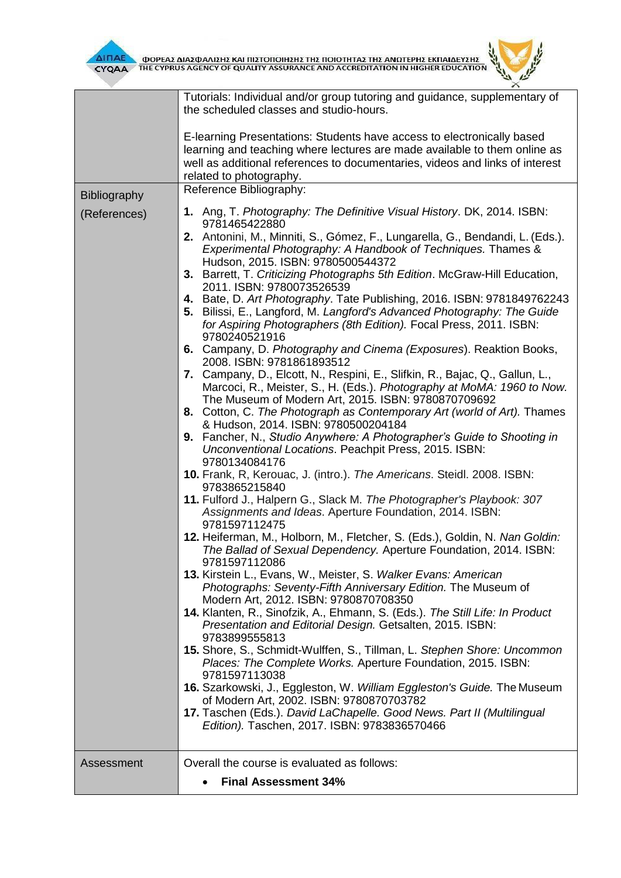| | |
|---|---|
| | Tutorials: Individual and/or group tutoring and guidance, supplementary of the scheduled classes and studio-hours.<br><br>E-learning Presentations: Students have access to electronically based learning and teaching where lectures are made available to them online as well as additional references to documentaries, videos and links of interest related to photography. |
| Bibliography (References) | Reference Bibliography:<br><br>**1.** Ang, T. *Photography: The Definitive Visual History*. DK, 2014. ISBN: 9781465422880<br>**2.** Antonini, M., Minniti, S., Gómez, F., Lungarella, G., Bendandi, L. (Eds.). *Experimental Photography: A Handbook of Techniques.* Thames & Hudson, 2015. ISBN: 9780500544372<br>**3.** Barrett, T. *Criticizing Photographs 5th Edition*. McGraw-Hill Education, 2011. ISBN: 9780073526539<br>**4.** Bate, D. *Art Photography*. Tate Publishing, 2016. ISBN: 9781849762243<br>**5.** Bilissi, E., Langford, M. *Langford's Advanced Photography: The Guide for Aspiring Photographers (8th Edition).* Focal Press, 2011. ISBN: 9780240521916<br>**6.** Campany, D. *Photography and Cinema (Exposures*). Reaktion Books, 2008. ISBN: 9781861893512<br>**7.** Campany, D., Elcott, N., Respini, E., Slifkin, R., Bajac, Q., Gallun, L., Marcoci, R., Meister, S., H. (Eds.). *Photography at MoMA: 1960 to Now.* The Museum of Modern Art, 2015. ISBN: 9780870709692<br>**8.** Cotton, C. *The Photograph as Contemporary Art (world of Art).* Thames & Hudson, 2014. ISBN: 9780500204184<br>**9.** Fancher, N., *Studio Anywhere: A Photographer's Guide to Shooting in Unconventional Locations*. Peachpit Press, 2015. ISBN: 9780134084176<br>**10.** Frank, R, Kerouac, J. (intro.). *The Americans*. Steidl. 2008. ISBN: 9783865215840<br>**11.** Fulford J., Halpern G., Slack M. *The Photographer's Playbook: 307 Assignments and Ideas*. Aperture Foundation, 2014. ISBN: 9781597112475<br>**12.** Heiferman, M., Holborn, M., Fletcher, S. (Eds.), Goldin, N. *Nan Goldin: The Ballad of Sexual Dependency.* Aperture Foundation, 2014. ISBN: 9781597112086<br>**13.** Kirstein L., Evans, W., Meister, S. *Walker Evans: American Photographs: Seventy-Fifth Anniversary Edition.* The Museum of Modern Art, 2012. ISBN: 9780870708350<br>**14.** Klanten, R., Sinofzik, A., Ehmann, S. (Eds.). *The Still Life: In Product Presentation and Editorial Design.* Getsalten, 2015. ISBN: 9783899555813<br>**15.** Shore, S., Schmidt-Wulffen, S., Tillman, L. *Stephen Shore: Uncommon Places: The Complete Works.* Aperture Foundation, 2015. ISBN: 9781597113038<br>**16.** Szarkowski, J., Eggleston, W. *William Eggleston's Guide.* The Museum of Modern Art, 2002. ISBN: 9780870703782<br>**17.** Taschen (Eds.). *David LaChapelle. Good News. Part II (Multilingual Edition).* Taschen, 2017. ISBN: 9783836570466 |
| Assessment | Overall the course is evaluated as follows:<br><br>• **Final Assessment 34%** |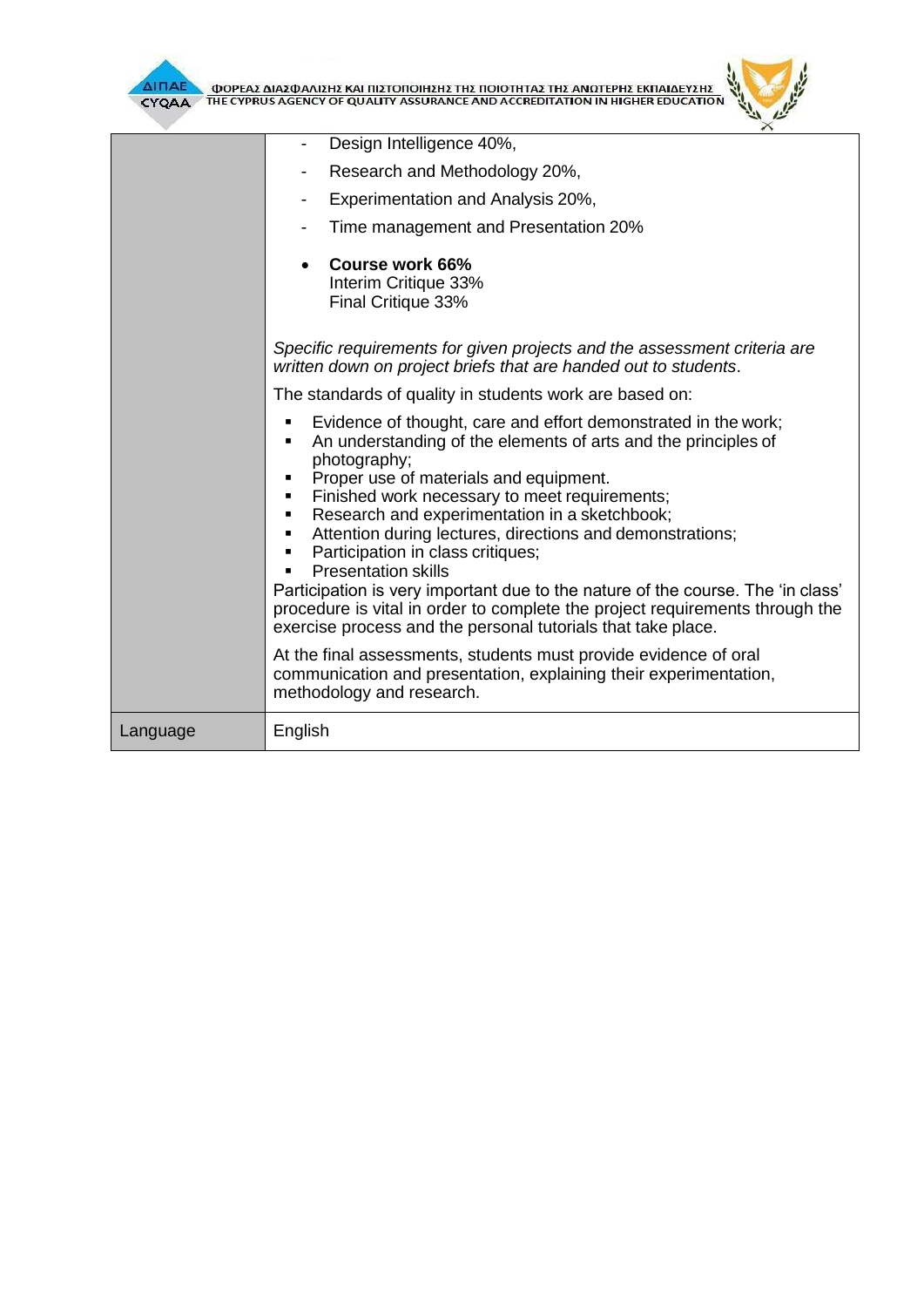| | |
|---|---|
| | - Design Intelligence 40%,<br>- Research and Methodology 20%,<br>- Experimentation and Analysis 20%,<br>- Time management and Presentation 20%<br><br>• **Course work 66%**<br>Interim Critique 33%<br>Final Critique 33%<br><br>*Specific requirements for given projects and the assessment criteria are written down on project briefs that are handed out to students*.<br><br>The standards of quality in students work are based on:<br><br>▪ Evidence of thought, care and effort demonstrated in the work;<br>▪ An understanding of the elements of arts and the principles of photography;<br>▪ Proper use of materials and equipment.<br>▪ Finished work necessary to meet requirements;<br>▪ Research and experimentation in a sketchbook;<br>▪ Attention during lectures, directions and demonstrations;<br>▪ Participation in class critiques;<br>▪ Presentation skills<br><br>Participation is very important due to the nature of the course. The 'in class' procedure is vital in order to complete the project requirements through the exercise process and the personal tutorials that take place.<br><br>At the final assessments, students must provide evidence of oral communication and presentation, explaining their experimentation, methodology and research. |
| Language | English |